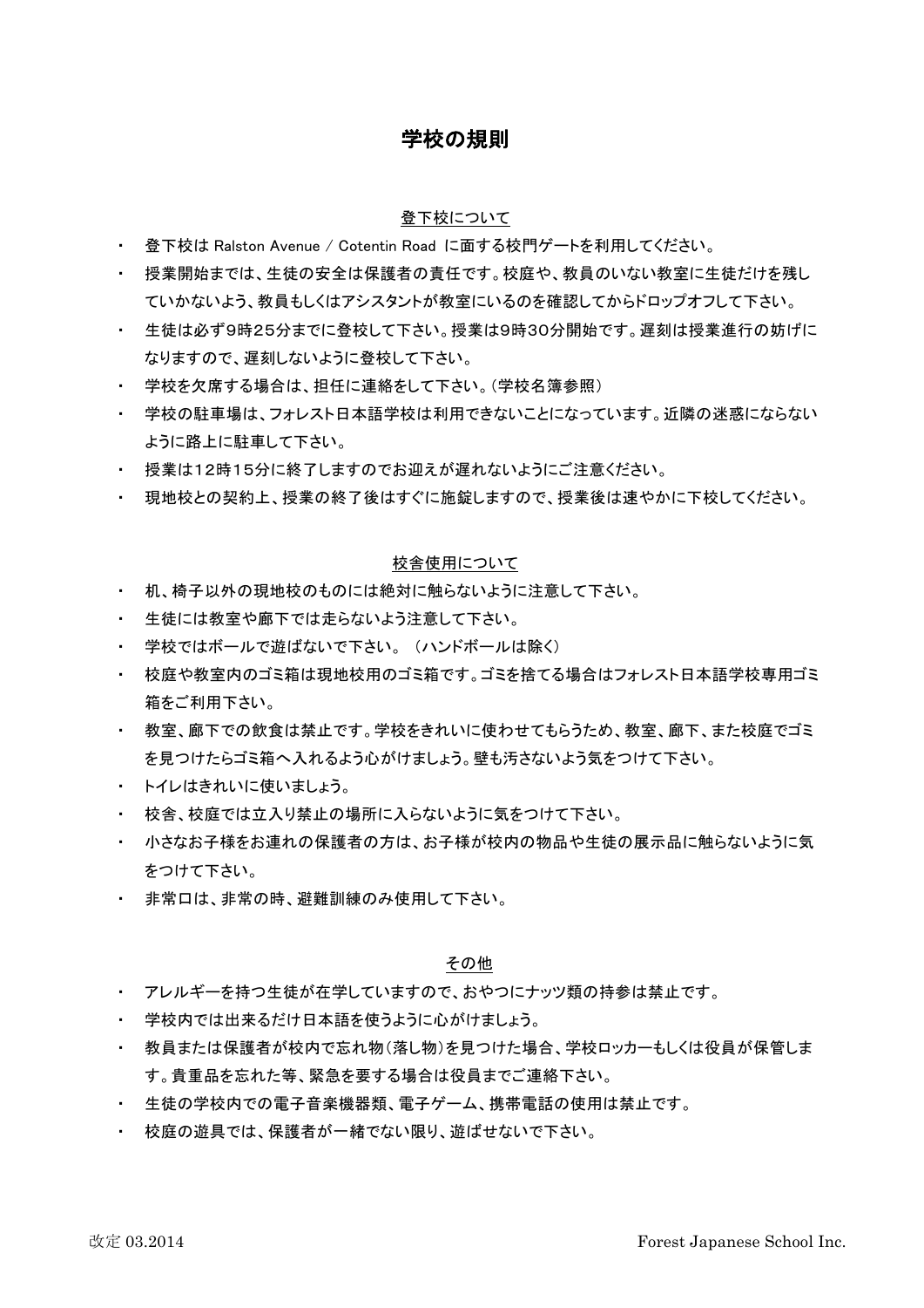# 学校の規則

## 登下校について

- 登下校は Ralston Avenue / Cotentin Road に面する校門ゲートを利用してください。
- 授業開始までは、生徒の安全は保護者の責任です。校庭や、教員のいない教室に生徒だけを残していかないよう、教員もしくはアシスタントが教室にいるのを確認してからドロップオフして下さい。
- 生徒は必ず9時25分までに登校して下さい。授業は9時30分開始です。遅刻は授業進行の妨げになりますので、遅刻しないように登校して下さい。
- 学校を欠席する場合は、担任に連絡をして下さい。(学校名簿参照)
- 学校の駐車場は、フォレスト日本語学校は利用できないことになっています。近隣の迷惑にならないように路上に駐車して下さい。
- 授業は12時15分に終了しますのでお迎えが遅れないようにご注意ください。
- 現地校との契約上、授業の終了後はすぐに施錠しますので、授業後は速やかに下校してください。

## 校舎使用について

- 机、椅子以外の現地校のものには絶対に触らないように注意して下さい。
- 生徒には教室や廊下では走らないよう注意して下さい。
- 学校ではボールで遊ばないで下さい。(ハンドボールは除く)
- 校庭や教室内のゴミ箱は現地校用のゴミ箱です。ゴミを捨てる場合はフォレスト日本語学校専用ゴミ箱をご利用下さい。
- 教室、廊下での飲食は禁止です。学校をきれいに使わせてもらうため、教室、廊下、また校庭でゴミを見つけたらゴミ箱へ入れるよう心がけましょう。壁も汚さないよう気をつけて下さい。
- トイレはきれいに使いましょう。
- 校舎、校庭では立入り禁止の場所に入らないように気をつけて下さい。
- 小さなお子様をお連れの保護者の方は、お子様が校内の物品や生徒の展示品に触らないように気をつけて下さい。
- 非常口は、非常の時、避難訓練のみ使用して下さい。

## その他

- アレルギーを持つ生徒が在学していますので、おやつにナッツ類の持参は禁止です。
- 学校内では出来るだけ日本語を使うように心がけましょう。
- 教員または保護者が校内で忘れ物(落し物)を見つけた場合、学校ロッカーもしくは役員が保管します。貴重品を忘れた等、緊急を要する場合は役員までご連絡下さい。
- 生徒の学校内での電子音楽機器類、電子ゲーム、携帯電話の使用は禁止です。
- 校庭の遊具では、保護者が一緒でない限り、遊ばせないで下さい。

改定 03.2014

Forest Japanese School Inc.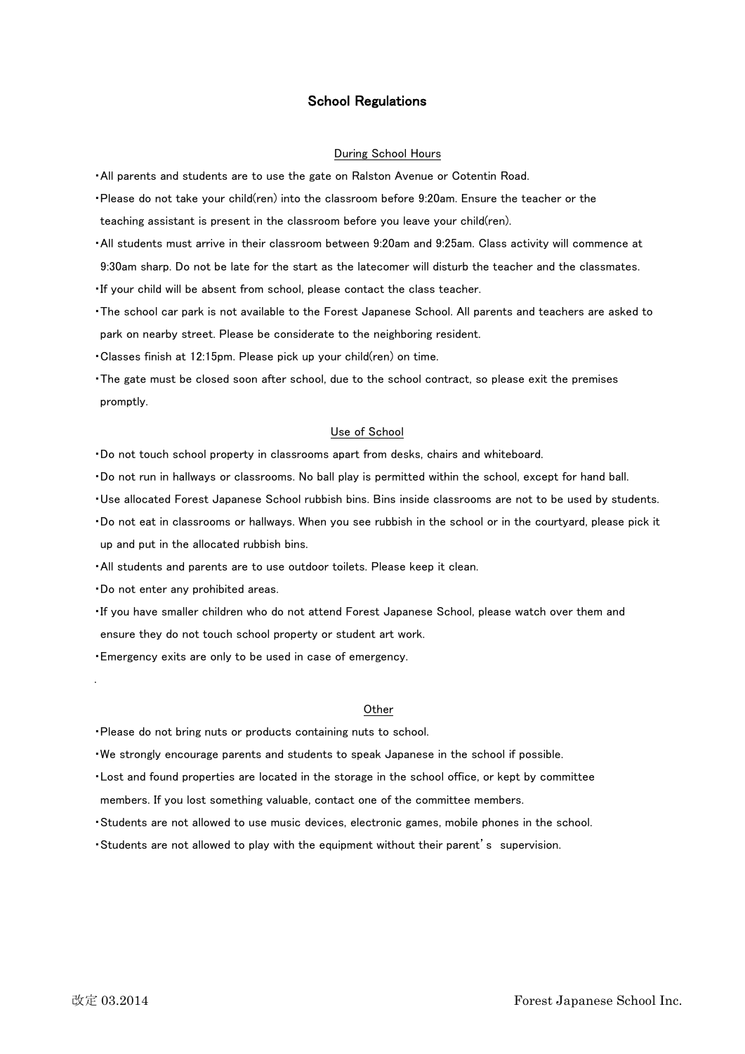# School Regulations

## During School Hours

- All parents and students are to use the gate on Ralston Avenue or Cotentin Road.
- Please do not take your child(ren) into the classroom before 9:20am. Ensure the teacher or the teaching assistant is present in the classroom before you leave your child(ren).
- All students must arrive in their classroom between 9:20am and 9:25am. Class activity will commence at 9:30am sharp. Do not be late for the start as the latecomer will disturb the teacher and the classmates.
- If your child will be absent from school, please contact the class teacher.
- The school car park is not available to the Forest Japanese School. All parents and teachers are asked to park on nearby street. Please be considerate to the neighboring resident.
- Classes finish at 12:15pm. Please pick up your child(ren) on time.
- The gate must be closed soon after school, due to the school contract, so please exit the premises promptly.

## Use of School

- Do not touch school property in classrooms apart from desks, chairs and whiteboard.
- Do not run in hallways or classrooms. No ball play is permitted within the school, except for hand ball.
- Use allocated Forest Japanese School rubbish bins. Bins inside classrooms are not to be used by students.
- Do not eat in classrooms or hallways. When you see rubbish in the school or in the courtyard, please pick it up and put in the allocated rubbish bins.
- All students and parents are to use outdoor toilets. Please keep it clean.
- Do not enter any prohibited areas.
- If you have smaller children who do not attend Forest Japanese School, please watch over them and ensure they do not touch school property or student art work.
- Emergency exits are only to be used in case of emergency.

## Other

- Please do not bring nuts or products containing nuts to school.
- We strongly encourage parents and students to speak Japanese in the school if possible.
- Lost and found properties are located in the storage in the school office, or kept by committee members. If you lost something valuable, contact one of the committee members.
- Students are not allowed to use music devices, electronic games, mobile phones in the school.
- Students are not allowed to play with the equipment without their parent's supervision.